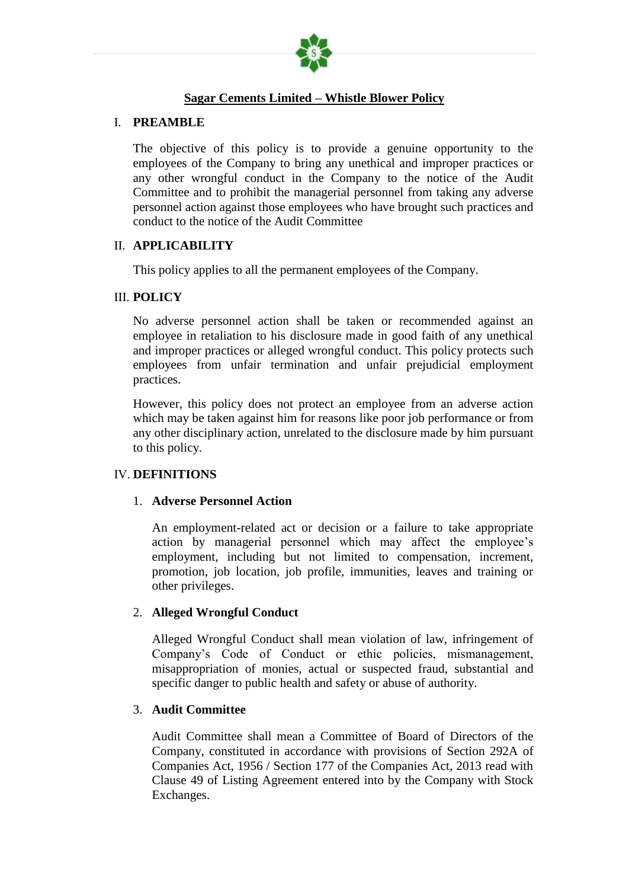# Sagar Cements Limited – Whistle Blower Policy

## I. PREAMBLE

The objective of this policy is to provide a genuine opportunity to the employees of the Company to bring any unethical and improper practices or any other wrongful conduct in the Company to the notice of the Audit Committee and to prohibit the managerial personnel from taking any adverse personnel action against those employees who have brought such practices and conduct to the notice of the Audit Committee

## II. APPLICABILITY

This policy applies to all the permanent employees of the Company.

## III. POLICY

No adverse personnel action shall be taken or recommended against an employee in retaliation to his disclosure made in good faith of any unethical and improper practices or alleged wrongful conduct. This policy protects such employees from unfair termination and unfair prejudicial employment practices.

However, this policy does not protect an employee from an adverse action which may be taken against him for reasons like poor job performance or from any other disciplinary action, unrelated to the disclosure made by him pursuant to this policy.

## IV. DEFINITIONS

1. **Adverse Personnel Action**

   An employment-related act or decision or a failure to take appropriate action by managerial personnel which may affect the employee's employment, including but not limited to compensation, increment, promotion, job location, job profile, immunities, leaves and training or other privileges.

2. **Alleged Wrongful Conduct**

   Alleged Wrongful Conduct shall mean violation of law, infringement of Company's Code of Conduct or ethic policies, mismanagement, misappropriation of monies, actual or suspected fraud, substantial and specific danger to public health and safety or abuse of authority.

3. **Audit Committee**

   Audit Committee shall mean a Committee of Board of Directors of the Company, constituted in accordance with provisions of Section 292A of Companies Act, 1956 / Section 177 of the Companies Act, 2013 read with Clause 49 of Listing Agreement entered into by the Company with Stock Exchanges.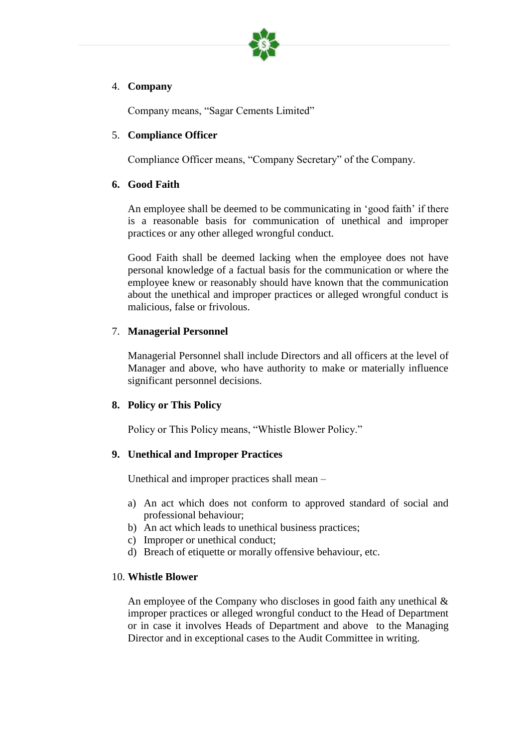4. **Company**

   Company means, “Sagar Cements Limited”

5. **Compliance Officer**

   Compliance Officer means, “Company Secretary” of the Company.

6. **Good Faith**

   An employee shall be deemed to be communicating in ‘good faith’ if there is a reasonable basis for communication of unethical and improper practices or any other alleged wrongful conduct.

   Good Faith shall be deemed lacking when the employee does not have personal knowledge of a factual basis for the communication or where the employee knew or reasonably should have known that the communication about the unethical and improper practices or alleged wrongful conduct is malicious, false or frivolous.

7. **Managerial Personnel**

   Managerial Personnel shall include Directors and all officers at the level of Manager and above, who have authority to make or materially influence significant personnel decisions.

8. **Policy or This Policy**

   Policy or This Policy means, “Whistle Blower Policy.”

9. **Unethical and Improper Practices**

   Unethical and improper practices shall mean –

   a) An act which does not conform to approved standard of social and professional behaviour;
   b) An act which leads to unethical business practices;
   c) Improper or unethical conduct;
   d) Breach of etiquette or morally offensive behaviour, etc.

10. **Whistle Blower**

    An employee of the Company who discloses in good faith any unethical & improper practices or alleged wrongful conduct to the Head of Department or in case it involves Heads of Department and above to the Managing Director and in exceptional cases to the Audit Committee in writing.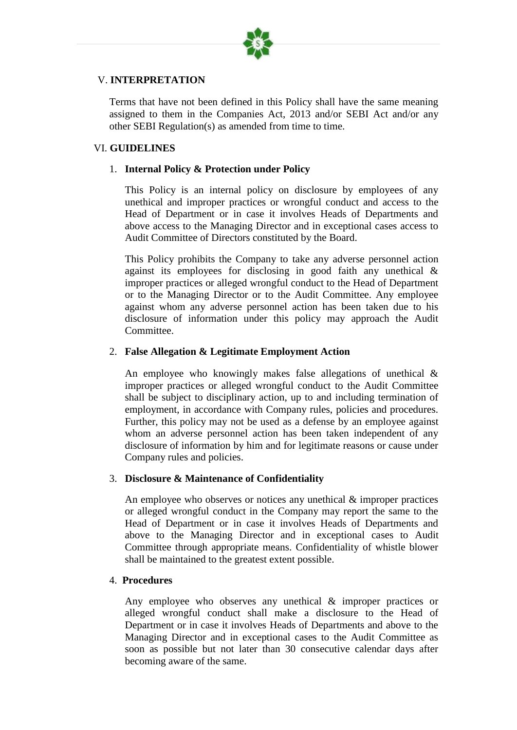## V. INTERPRETATION

Terms that have not been defined in this Policy shall have the same meaning assigned to them in the Companies Act, 2013 and/or SEBI Act and/or any other SEBI Regulation(s) as amended from time to time.

## VI. GUIDELINES

### 1. Internal Policy & Protection under Policy

This Policy is an internal policy on disclosure by employees of any unethical and improper practices or wrongful conduct and access to the Head of Department or in case it involves Heads of Departments and above access to the Managing Director and in exceptional cases access to Audit Committee of Directors constituted by the Board.

This Policy prohibits the Company to take any adverse personnel action against its employees for disclosing in good faith any unethical & improper practices or alleged wrongful conduct to the Head of Department or to the Managing Director or to the Audit Committee. Any employee against whom any adverse personnel action has been taken due to his disclosure of information under this policy may approach the Audit Committee.

### 2. False Allegation & Legitimate Employment Action

An employee who knowingly makes false allegations of unethical & improper practices or alleged wrongful conduct to the Audit Committee shall be subject to disciplinary action, up to and including termination of employment, in accordance with Company rules, policies and procedures. Further, this policy may not be used as a defense by an employee against whom an adverse personnel action has been taken independent of any disclosure of information by him and for legitimate reasons or cause under Company rules and policies.

### 3. Disclosure & Maintenance of Confidentiality

An employee who observes or notices any unethical & improper practices or alleged wrongful conduct in the Company may report the same to the Head of Department or in case it involves Heads of Departments and above to the Managing Director and in exceptional cases to Audit Committee through appropriate means. Confidentiality of whistle blower shall be maintained to the greatest extent possible.

### 4. Procedures

Any employee who observes any unethical & improper practices or alleged wrongful conduct shall make a disclosure to the Head of Department or in case it involves Heads of Departments and above to the Managing Director and in exceptional cases to the Audit Committee as soon as possible but not later than 30 consecutive calendar days after becoming aware of the same.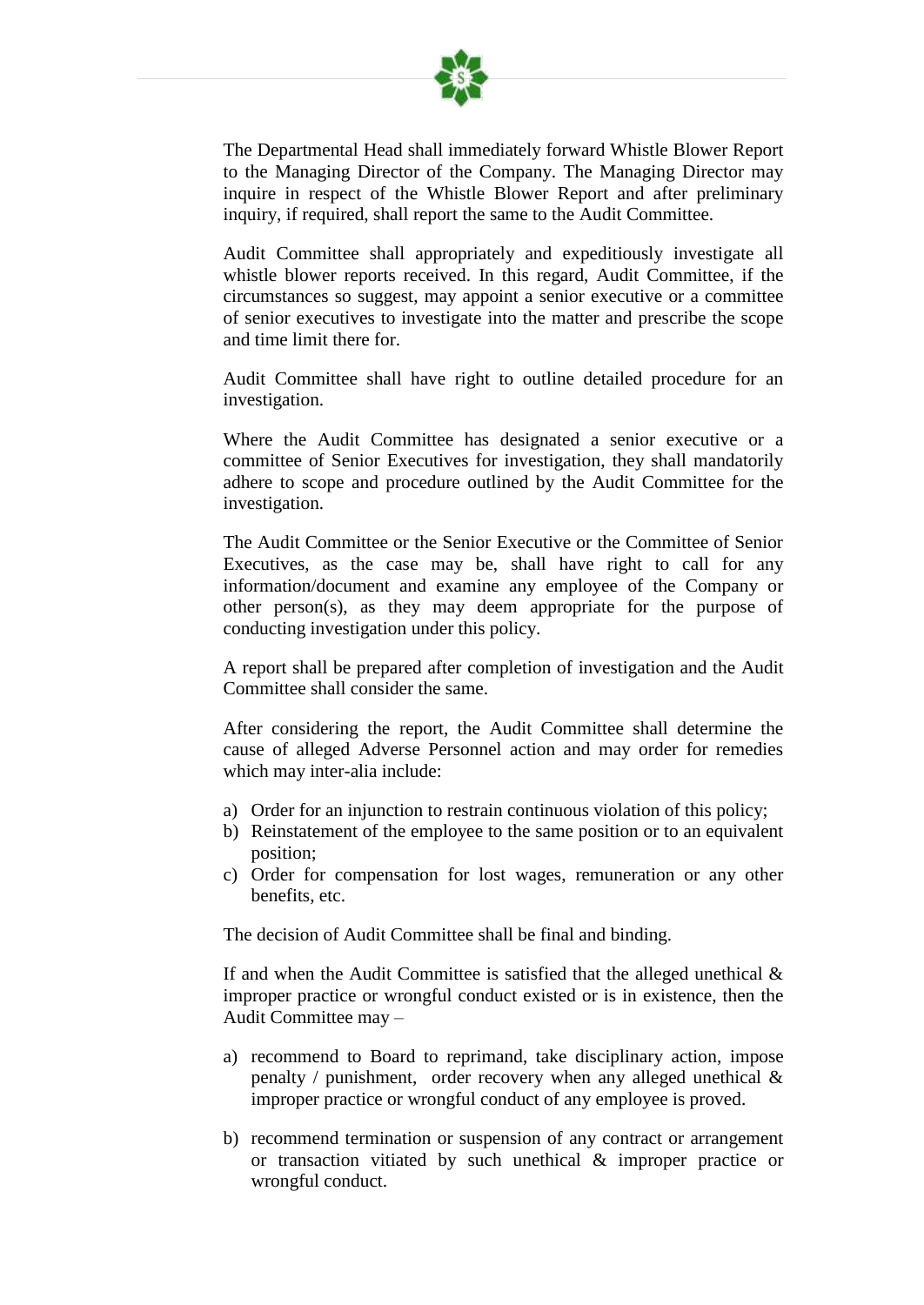The Departmental Head shall immediately forward Whistle Blower Report to the Managing Director of the Company. The Managing Director may inquire in respect of the Whistle Blower Report and after preliminary inquiry, if required, shall report the same to the Audit Committee.

Audit Committee shall appropriately and expeditiously investigate all whistle blower reports received. In this regard, Audit Committee, if the circumstances so suggest, may appoint a senior executive or a committee of senior executives to investigate into the matter and prescribe the scope and time limit there for.

Audit Committee shall have right to outline detailed procedure for an investigation.

Where the Audit Committee has designated a senior executive or a committee of Senior Executives for investigation, they shall mandatorily adhere to scope and procedure outlined by the Audit Committee for the investigation.

The Audit Committee or the Senior Executive or the Committee of Senior Executives, as the case may be, shall have right to call for any information/document and examine any employee of the Company or other person(s), as they may deem appropriate for the purpose of conducting investigation under this policy.

A report shall be prepared after completion of investigation and the Audit Committee shall consider the same.

After considering the report, the Audit Committee shall determine the cause of alleged Adverse Personnel action and may order for remedies which may inter-alia include:

a) Order for an injunction to restrain continuous violation of this policy;
b) Reinstatement of the employee to the same position or to an equivalent position;
c) Order for compensation for lost wages, remuneration or any other benefits, etc.

The decision of Audit Committee shall be final and binding.

If and when the Audit Committee is satisfied that the alleged unethical & improper practice or wrongful conduct existed or is in existence, then the Audit Committee may –

a) recommend to Board to reprimand, take disciplinary action, impose penalty / punishment, order recovery when any alleged unethical & improper practice or wrongful conduct of any employee is proved.

b) recommend termination or suspension of any contract or arrangement or transaction vitiated by such unethical & improper practice or wrongful conduct.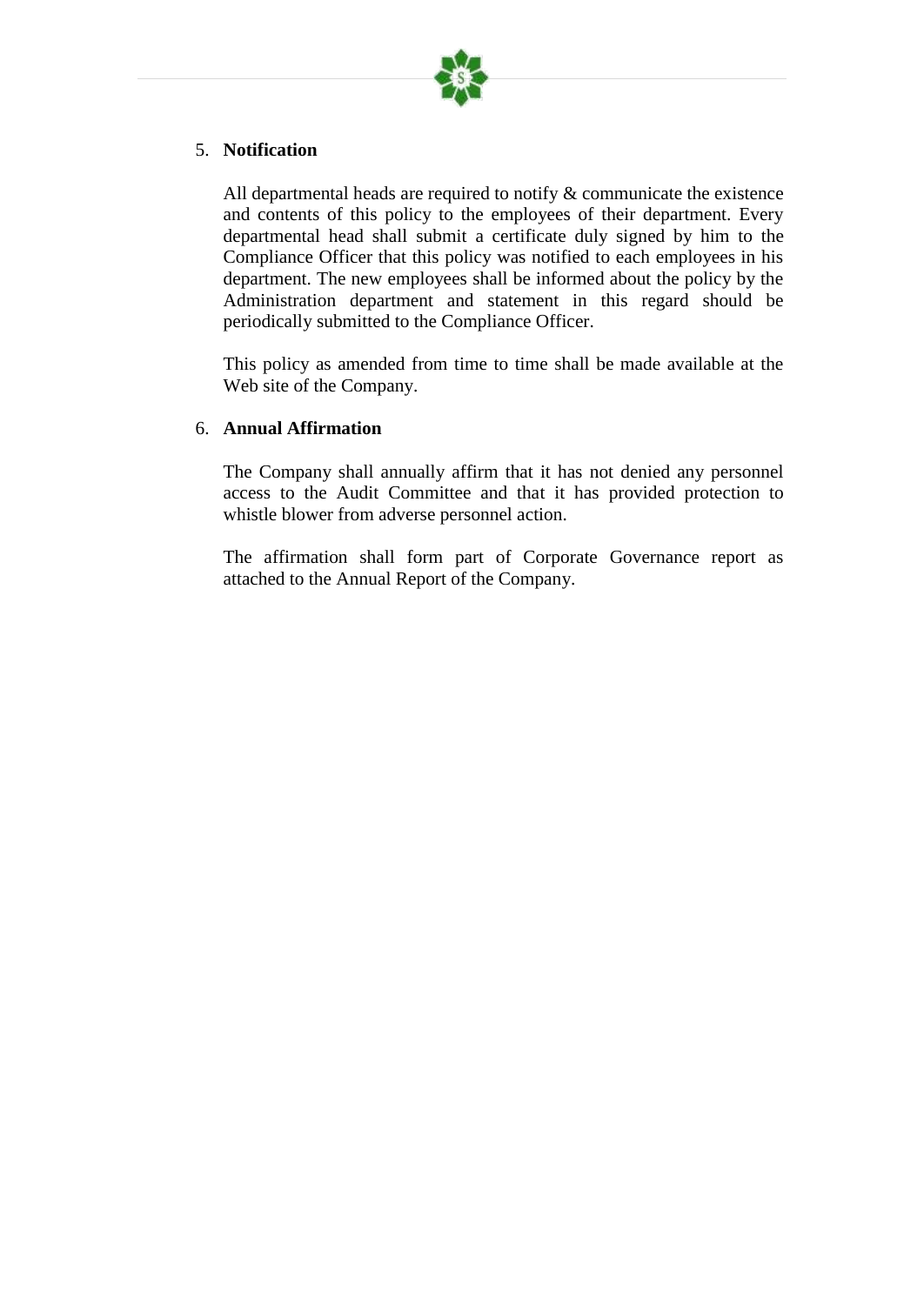5. **Notification**

   All departmental heads are required to notify & communicate the existence and contents of this policy to the employees of their department. Every departmental head shall submit a certificate duly signed by him to the Compliance Officer that this policy was notified to each employees in his department. The new employees shall be informed about the policy by the Administration department and statement in this regard should be periodically submitted to the Compliance Officer.

   This policy as amended from time to time shall be made available at the Web site of the Company.

6. **Annual Affirmation**

   The Company shall annually affirm that it has not denied any personnel access to the Audit Committee and that it has provided protection to whistle blower from adverse personnel action.

   The affirmation shall form part of Corporate Governance report as attached to the Annual Report of the Company.